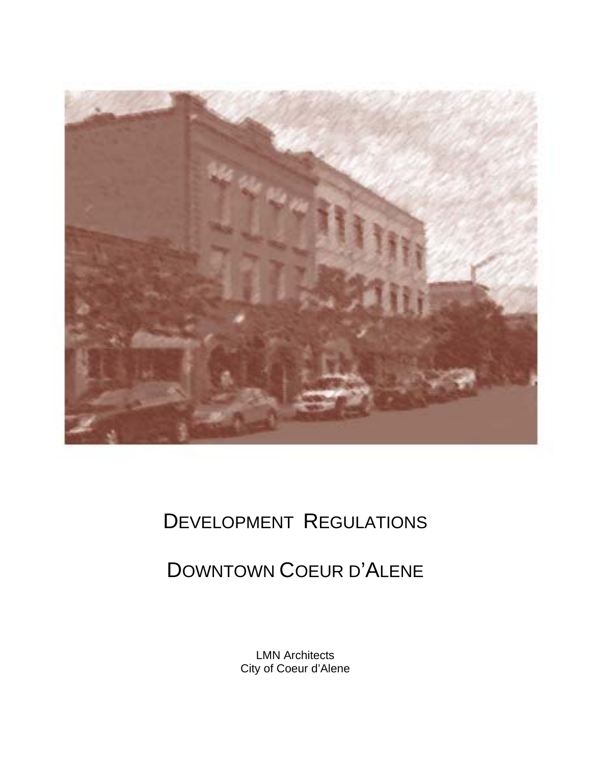# DEVELOPMENT REGULATIONS

# DOWNTOWN COEUR D'ALENE

LMN Architects
City of Coeur d'Alene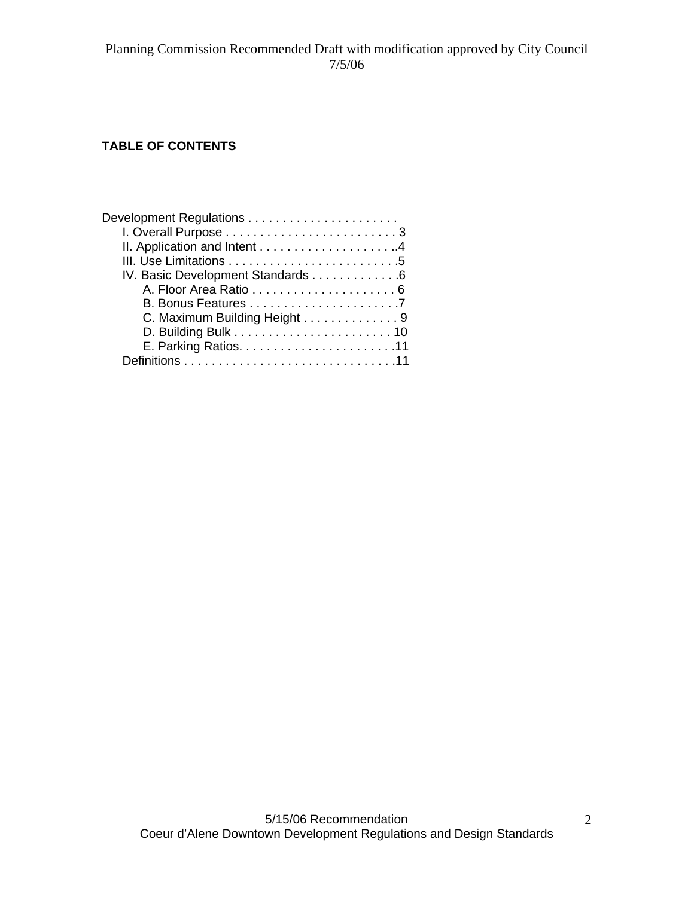**TABLE OF CONTENTS**

Development Regulations . . . . . . . . . . . . . . . . . . . . . .
- I. Overall Purpose . . . . . . . . . . . . . . . . . . . . . . . . . 3
- II. Application and Intent . . . . . . . . . . . . . . . . . . . ..4
- III. Use Limitations . . . . . . . . . . . . . . . . . . . . . . . . .5
- IV. Basic Development Standards . . . . . . . . . . . . .6
    - A. Floor Area Ratio . . . . . . . . . . . . . . . . . . . . . 6
    - B. Bonus Features . . . . . . . . . . . . . . . . . . . . . .7
    - C. Maximum Building Height . . . . . . . . . . . . . . 9
    - D. Building Bulk . . . . . . . . . . . . . . . . . . . . . . . 10
    - E. Parking Ratios. . . . . . . . . . . . . . . . . . . . . . .11
- Definitions . . . . . . . . . . . . . . . . . . . . . . . . . . . . . . .11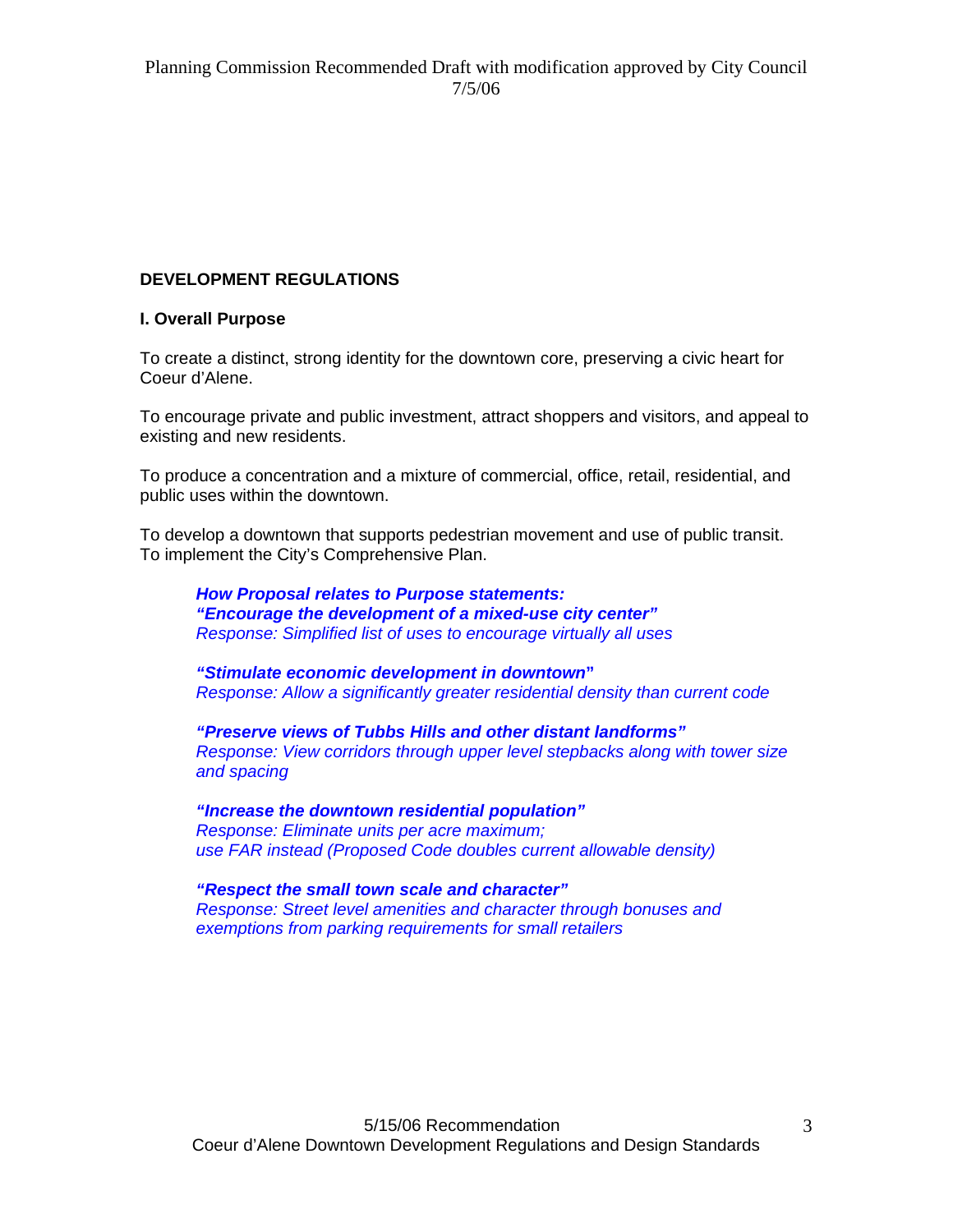## DEVELOPMENT REGULATIONS

### I. Overall Purpose

To create a distinct, strong identity for the downtown core, preserving a civic heart for Coeur d'Alene.

To encourage private and public investment, attract shoppers and visitors, and appeal to existing and new residents.

To produce a concentration and a mixture of commercial, office, retail, residential, and public uses within the downtown.

To develop a downtown that supports pedestrian movement and use of public transit.
To implement the City's Comprehensive Plan.

> ***How Proposal relates to Purpose statements:***
> ***"Encourage the development of a mixed-use city center"***
> *Response: Simplified list of uses to encourage virtually all uses*
>
> ***"Stimulate economic development in downtown"***
> *Response: Allow a significantly greater residential density than current code*
>
> ***"Preserve views of Tubbs Hills and other distant landforms"***
> *Response: View corridors through upper level stepbacks along with tower size and spacing*
>
> ***"Increase the downtown residential population"***
> *Response: Eliminate units per acre maximum;*
> *use FAR instead (Proposed Code doubles current allowable density)*
>
> ***"Respect the small town scale and character"***
> *Response: Street level amenities and character through bonuses and exemptions from parking requirements for small retailers*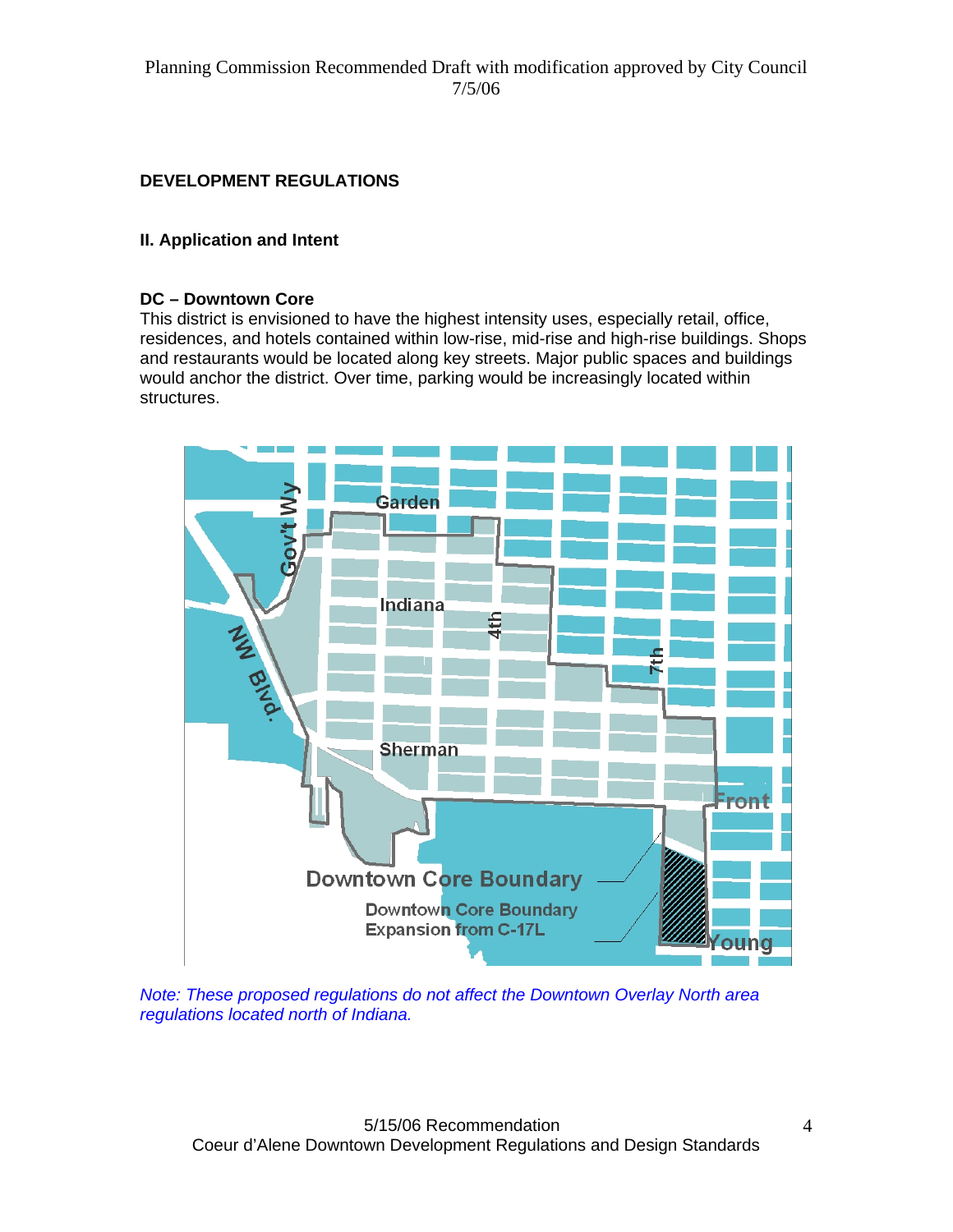Planning Commission Recommended Draft with modification approved by City Council 7/5/06

## DEVELOPMENT REGULATIONS

### II. Application and Intent

**DC – Downtown Core**
This district is envisioned to have the highest intensity uses, especially retail, office, residences, and hotels contained within low-rise, mid-rise and high-rise buildings. Shops and restaurants would be located along key streets. Major public spaces and buildings would anchor the district. Over time, parking would be increasingly located within structures.

Garden
Gov't Wy
Indiana
4th
7th
NW Blvd.
Sherman
Front
Young
Downtown Core Boundary
Downtown Core Boundary Expansion from C-17L

*Note: These proposed regulations do not affect the Downtown Overlay North area regulations located north of Indiana.*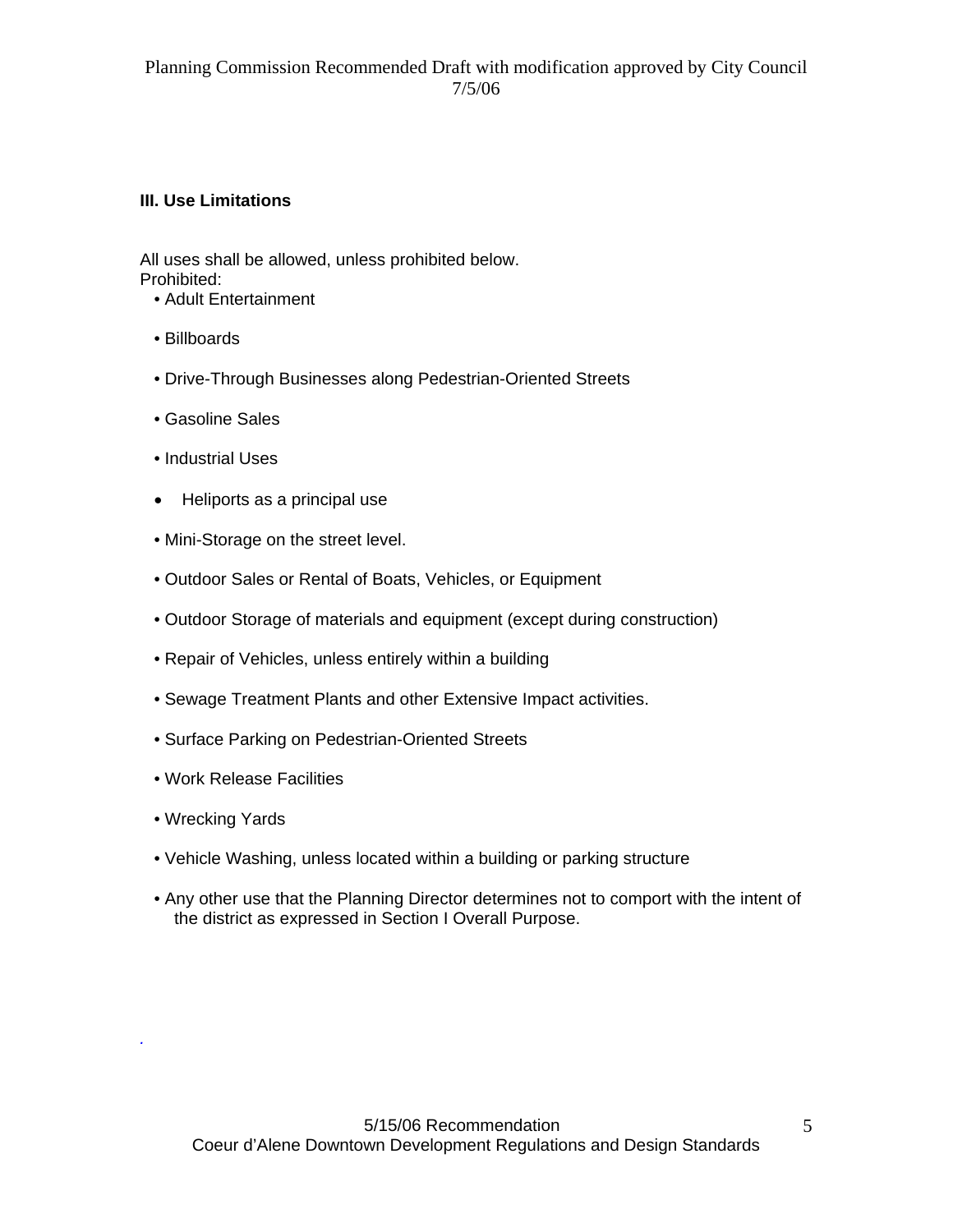### III. Use Limitations

All uses shall be allowed, unless prohibited below.
Prohibited:

- Adult Entertainment
- Billboards
- Drive-Through Businesses along Pedestrian-Oriented Streets
- Gasoline Sales
- Industrial Uses
- Heliports as a principal use
- Mini-Storage on the street level.
- Outdoor Sales or Rental of Boats, Vehicles, or Equipment
- Outdoor Storage of materials and equipment (except during construction)
- Repair of Vehicles, unless entirely within a building
- Sewage Treatment Plants and other Extensive Impact activities.
- Surface Parking on Pedestrian-Oriented Streets
- Work Release Facilities
- Wrecking Yards
- Vehicle Washing, unless located within a building or parking structure
- Any other use that the Planning Director determines not to comport with the intent of the district as expressed in Section I Overall Purpose.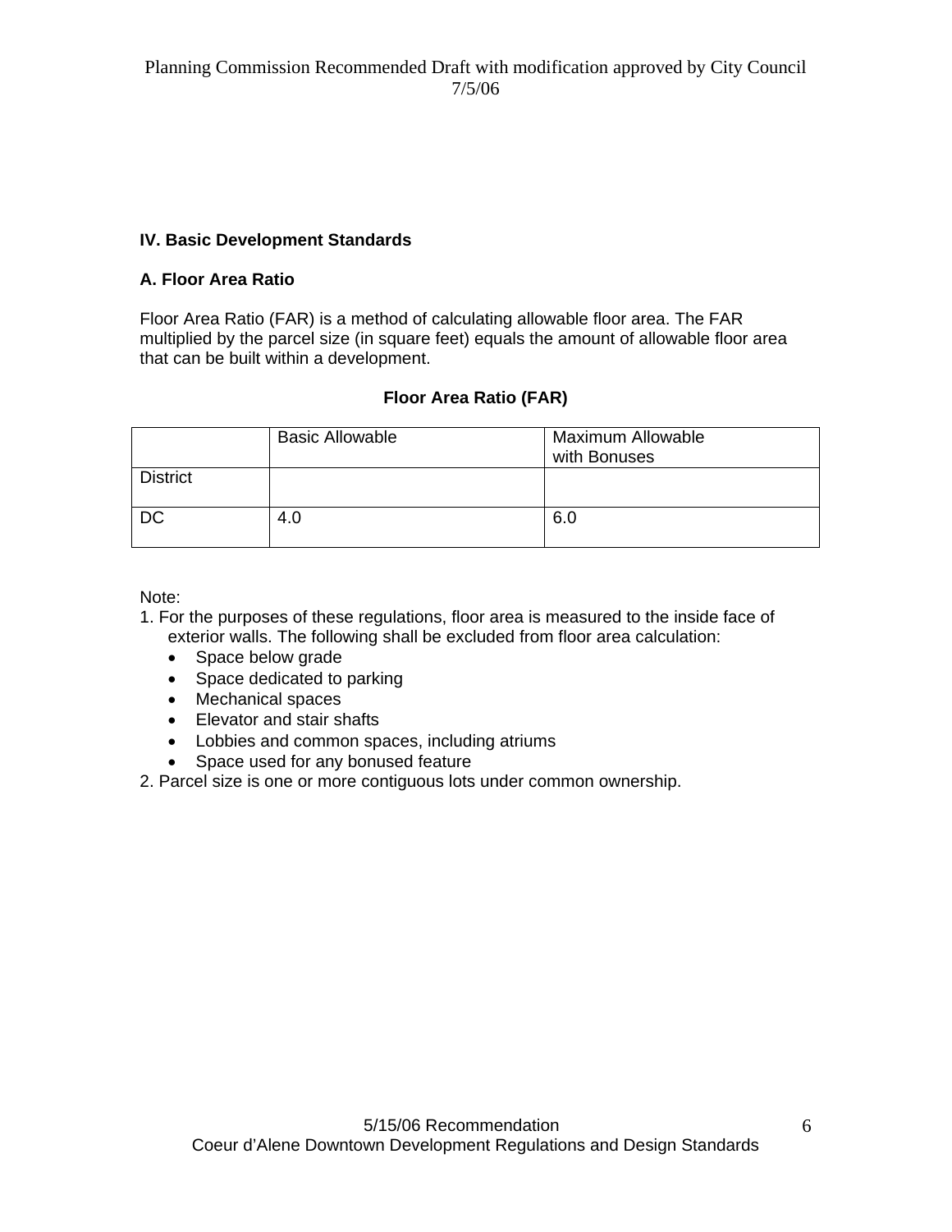## IV. Basic Development Standards

### A. Floor Area Ratio

Floor Area Ratio (FAR) is a method of calculating allowable floor area. The FAR multiplied by the parcel size (in square feet) equals the amount of allowable floor area that can be built within a development.

**Floor Area Ratio (FAR)**

| | Basic Allowable | Maximum Allowable with Bonuses |
|---|---|---|
| District | | |
| DC | 4.0 | 6.0 |

Note:

1. For the purposes of these regulations, floor area is measured to the inside face of exterior walls. The following shall be excluded from floor area calculation:
   - Space below grade
   - Space dedicated to parking
   - Mechanical spaces
   - Elevator and stair shafts
   - Lobbies and common spaces, including atriums
   - Space used for any bonused feature
2. Parcel size is one or more contiguous lots under common ownership.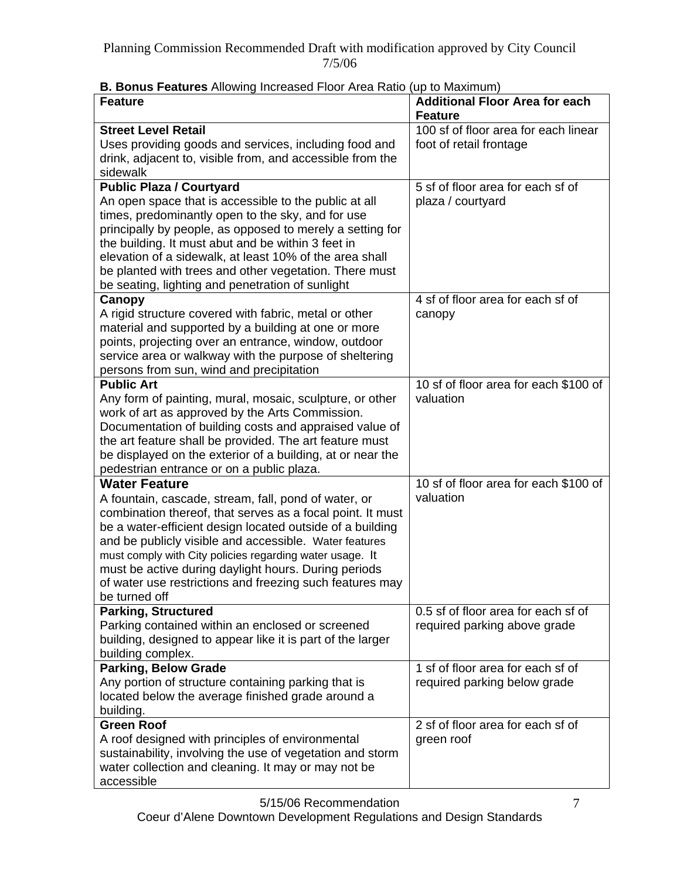Planning Commission Recommended Draft with modification approved by City Council 7/5/06

**B. Bonus Features** Allowing Increased Floor Area Ratio (up to Maximum)

| Feature | Additional Floor Area for each Feature |
|---|---|
| **Street Level Retail**<br>Uses providing goods and services, including food and drink, adjacent to, visible from, and accessible from the sidewalk | 100 sf of floor area for each linear foot of retail frontage |
| **Public Plaza / Courtyard**<br>An open space that is accessible to the public at all times, predominantly open to the sky, and for use principally by people, as opposed to merely a setting for the building. It must abut and be within 3 feet in elevation of a sidewalk, at least 10% of the area shall be planted with trees and other vegetation. There must be seating, lighting and penetration of sunlight | 5 sf of floor area for each sf of plaza / courtyard |
| **Canopy**<br>A rigid structure covered with fabric, metal or other material and supported by a building at one or more points, projecting over an entrance, window, outdoor service area or walkway with the purpose of sheltering persons from sun, wind and precipitation | 4 sf of floor area for each sf of canopy |
| **Public Art**<br>Any form of painting, mural, mosaic, sculpture, or other work of art as approved by the Arts Commission. Documentation of building costs and appraised value of the art feature shall be provided. The art feature must be displayed on the exterior of a building, at or near the pedestrian entrance or on a public plaza. | 10 sf of floor area for each $100 of valuation |
| **Water Feature**<br>A fountain, cascade, stream, fall, pond of water, or combination thereof, that serves as a focal point. It must be a water-efficient design located outside of a building and be publicly visible and accessible. Water features must comply with City policies regarding water usage. It must be active during daylight hours. During periods of water use restrictions and freezing such features may be turned off | 10 sf of floor area for each $100 of valuation |
| **Parking, Structured**<br>Parking contained within an enclosed or screened building, designed to appear like it is part of the larger building complex. | 0.5 sf of floor area for each sf of required parking above grade |
| **Parking, Below Grade**<br>Any portion of structure containing parking that is located below the average finished grade around a building. | 1 sf of floor area for each sf of required parking below grade |
| **Green Roof**<br>A roof designed with principles of environmental sustainability, involving the use of vegetation and storm water collection and cleaning. It may or may not be accessible | 2 sf of floor area for each sf of green roof |

5/15/06 Recommendation
Coeur d'Alene Downtown Development Regulations and Design Standards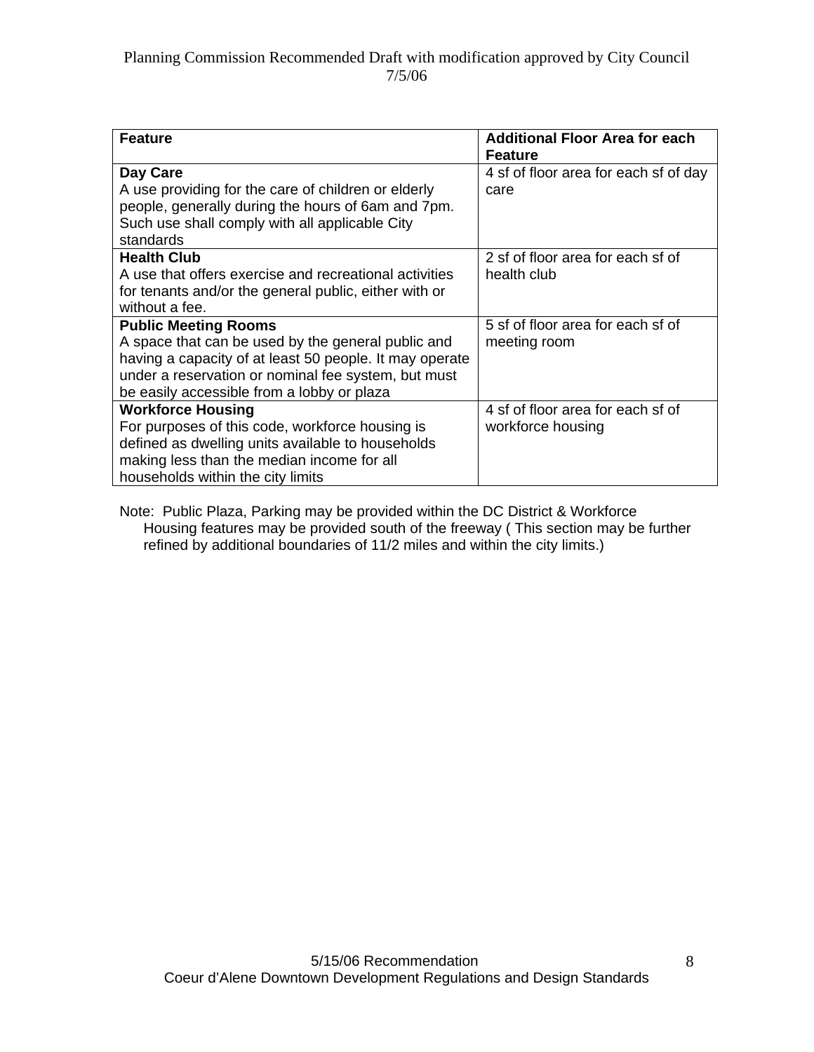| Feature | Additional Floor Area for each Feature |
| --- | --- |
| **Day Care**<br>A use providing for the care of children or elderly people, generally during the hours of 6am and 7pm. Such use shall comply with all applicable City standards | 4 sf of floor area for each sf of day care |
| **Health Club**<br>A use that offers exercise and recreational activities for tenants and/or the general public, either with or without a fee. | 2 sf of floor area for each sf of health club |
| **Public Meeting Rooms**<br>A space that can be used by the general public and having a capacity of at least 50 people. It may operate under a reservation or nominal fee system, but must be easily accessible from a lobby or plaza | 5 sf of floor area for each sf of meeting room |
| **Workforce Housing**<br>For purposes of this code, workforce housing is defined as dwelling units available to households making less than the median income for all households within the city limits | 4 sf of floor area for each sf of workforce housing |

Note: Public Plaza, Parking may be provided within the DC District & Workforce Housing features may be provided south of the freeway ( This section may be further refined by additional boundaries of 11/2 miles and within the city limits.)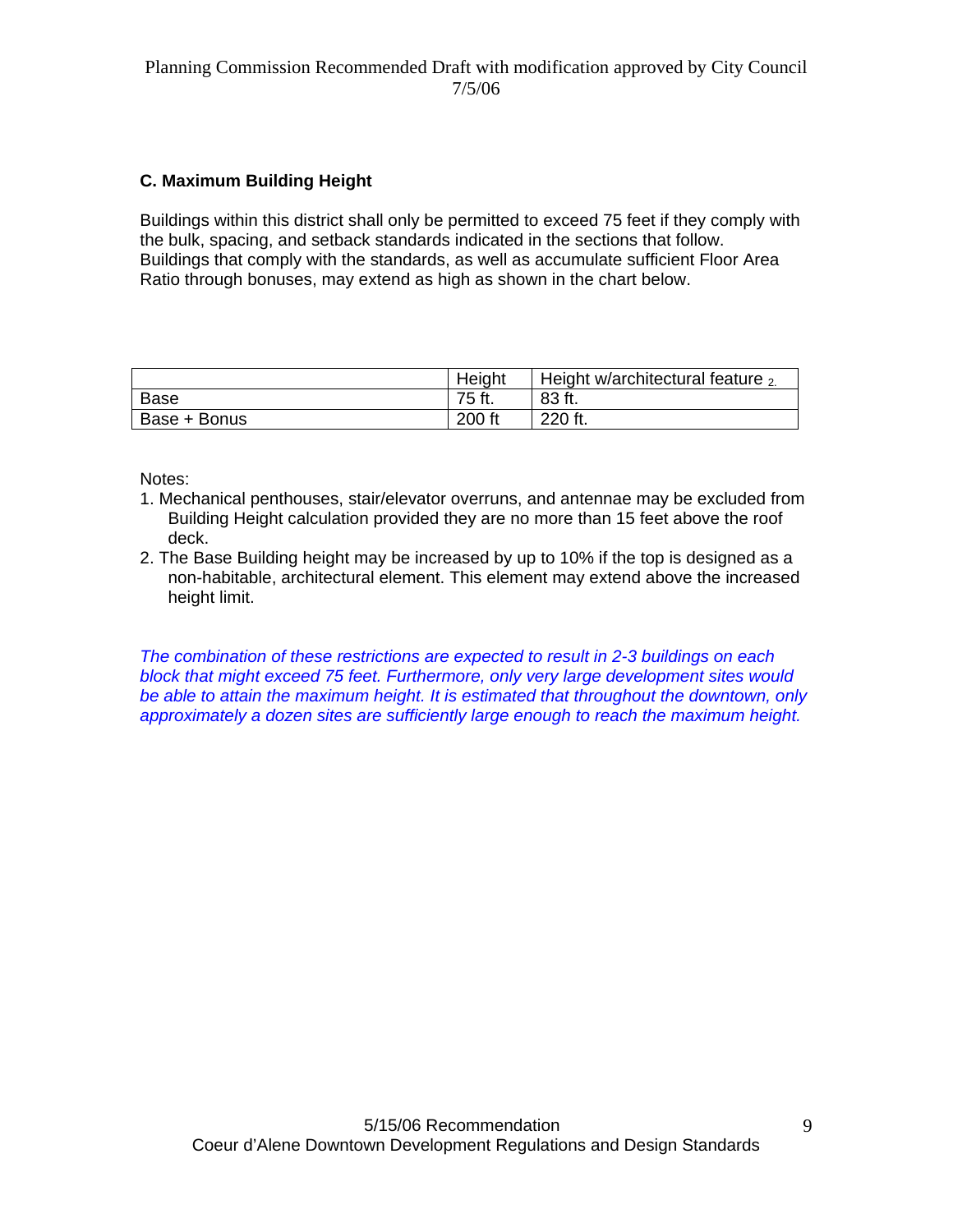### C. Maximum Building Height

Buildings within this district shall only be permitted to exceed 75 feet if they comply with the bulk, spacing, and setback standards indicated in the sections that follow. Buildings that comply with the standards, as well as accumulate sufficient Floor Area Ratio through bonuses, may extend as high as shown in the chart below.

| | Height | Height w/architectural feature [2] |
|---|---|---|
| Base | 75 ft. | 83 ft. |
| Base + Bonus | 200 ft | 220 ft. |

Notes:

1. Mechanical penthouses, stair/elevator overruns, and antennae may be excluded from Building Height calculation provided they are no more than 15 feet above the roof deck.
2. The Base Building height may be increased by up to 10% if the top is designed as a non-habitable, architectural element. This element may extend above the increased height limit.

*The combination of these restrictions are expected to result in 2-3 buildings on each block that might exceed 75 feet. Furthermore, only very large development sites would be able to attain the maximum height. It is estimated that throughout the downtown, only approximately a dozen sites are sufficiently large enough to reach the maximum height.*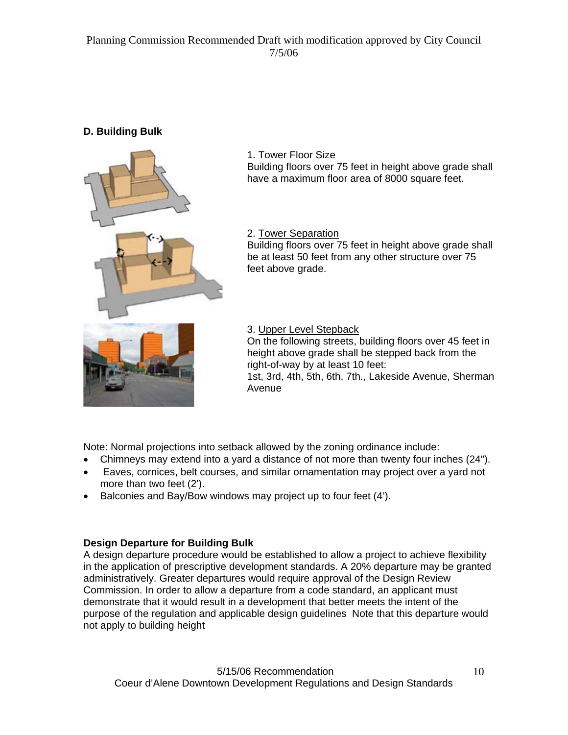## D. Building Bulk

1. <u>Tower Floor Size</u>
Building floors over 75 feet in height above grade shall have a maximum floor area of 8000 square feet.

2. <u>Tower Separation</u>
Building floors over 75 feet in height above grade shall be at least 50 feet from any other structure over 75 feet above grade.

3. <u>Upper Level Stepback</u>
On the following streets, building floors over 45 feet in height above grade shall be stepped back from the right-of-way by at least 10 feet:
1st, 3rd, 4th, 5th, 6th, 7th., Lakeside Avenue, Sherman Avenue

Note: Normal projections into setback allowed by the zoning ordinance include:

- Chimneys may extend into a yard a distance of not more than twenty four inches (24").
- Eaves, cornices, belt courses, and similar ornamentation may project over a yard not more than two feet (2').
- Balconies and Bay/Bow windows may project up to four feet (4').

**Design Departure for Building Bulk**
A design departure procedure would be established to allow a project to achieve flexibility in the application of prescriptive development standards. A 20% departure may be granted administratively. Greater departures would require approval of the Design Review Commission. In order to allow a departure from a code standard, an applicant must demonstrate that it would result in a development that better meets the intent of the purpose of the regulation and applicable design guidelines  Note that this departure would not apply to building height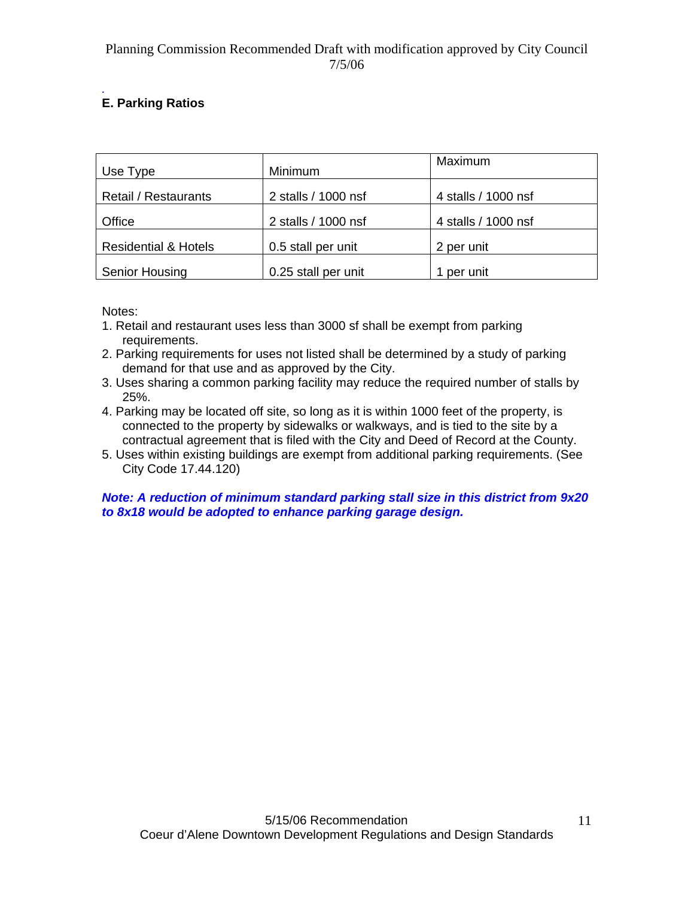### E. Parking Ratios

| Use Type | Minimum | Maximum |
| --- | --- | --- |
| Retail / Restaurants | 2 stalls / 1000 nsf | 4 stalls / 1000 nsf |
| Office | 2 stalls / 1000 nsf | 4 stalls / 1000 nsf |
| Residential & Hotels | 0.5 stall per unit | 2 per unit |
| Senior Housing | 0.25 stall per unit | 1 per unit |

Notes:

1. Retail and restaurant uses less than 3000 sf shall be exempt from parking requirements.
2. Parking requirements for uses not listed shall be determined by a study of parking demand for that use and as approved by the City.
3. Uses sharing a common parking facility may reduce the required number of stalls by 25%.
4. Parking may be located off site, so long as it is within 1000 feet of the property, is connected to the property by sidewalks or walkways, and is tied to the site by a contractual agreement that is filed with the City and Deed of Record at the County.
5. Uses within existing buildings are exempt from additional parking requirements. (See City Code 17.44.120)

***Note: A reduction of minimum standard parking stall size in this district from 9x20 to 8x18 would be adopted to enhance parking garage design.***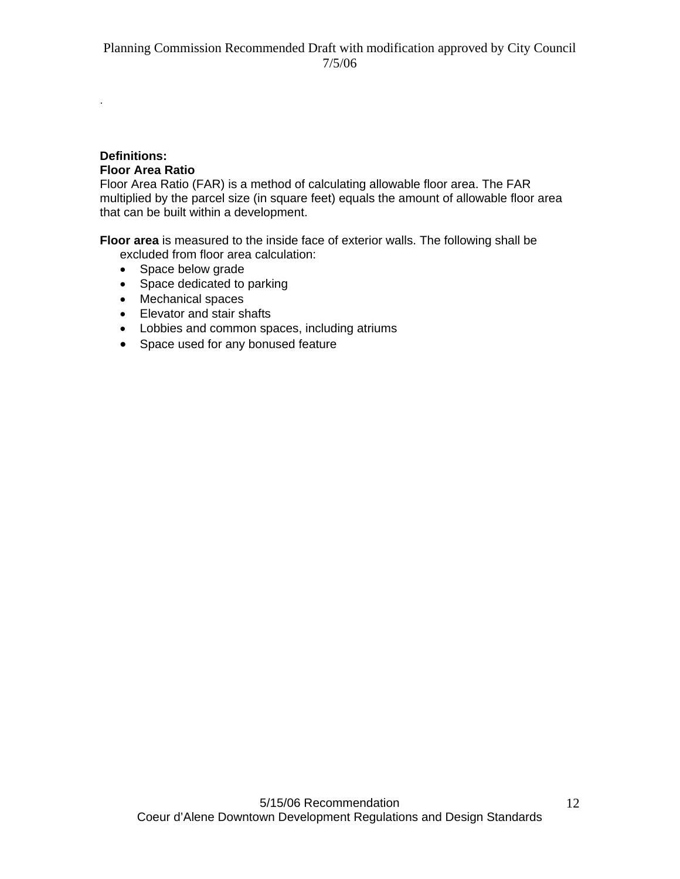**Definitions:**

**Floor Area Ratio**

Floor Area Ratio (FAR) is a method of calculating allowable floor area. The FAR multiplied by the parcel size (in square feet) equals the amount of allowable floor area that can be built within a development.

**Floor area** is measured to the inside face of exterior walls. The following shall be excluded from floor area calculation:

- Space below grade
- Space dedicated to parking
- Mechanical spaces
- Elevator and stair shafts
- Lobbies and common spaces, including atriums
- Space used for any bonused feature